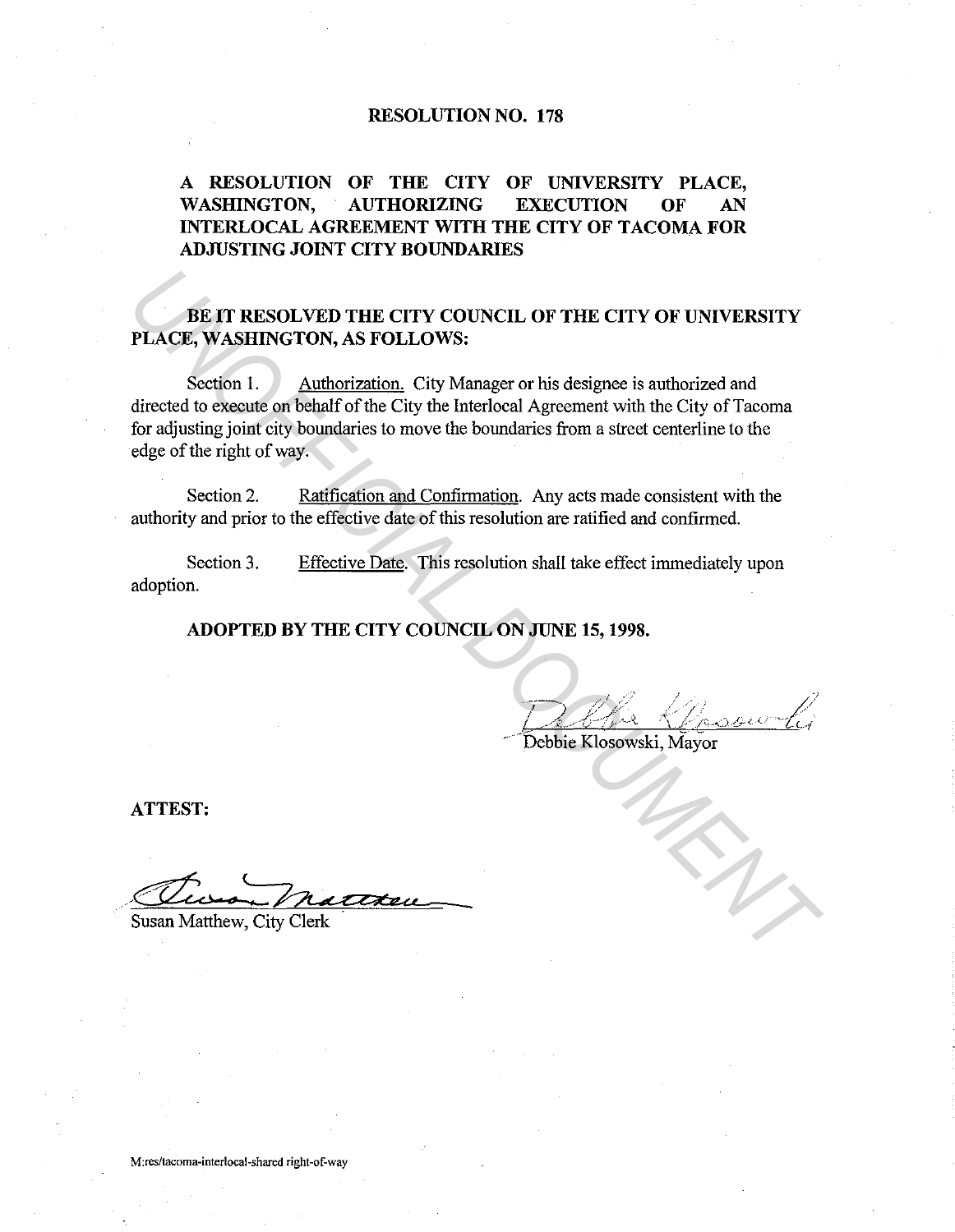# RESOLUTION NO. 178

## A RESOLUTION OF THE CITY OF UNIVERSITY PLACE, WASHINGTON, AUTHORIZING EXECUTION OF AN INTERLOCAL AGREEMENT WITH THE CITY OF TACOMA FOR ADJUSTING JOINT CITY BOUNDARIES

**BE IT RESOLVED THE CITY COUNCIL OF THE CITY OF UNIVERSITY PLACE, WASHINGTON, AS FOLLOWS:**

Section 1. Authorization. City Manager or his designee is authorized and directed to execute on behalf of the City the Interlocal Agreement with the City of Tacoma for adjusting joint city boundaries to move the boundaries from a street centerline to the edge of the right of way.

Section 2. Ratification and Confirmation. Any acts made consistent with the authority and prior to the effective date of this resolution are ratified and confirmed.

Section 3. Effective Date. This resolution shall take effect immediately upon adoption.

**ADOPTED BY THE CITY COUNCIL ON JUNE 15, 1998.**

Debbie Klosowski, Mayor

**ATTEST:**

Susan Matthew, City Clerk

M:res/tacoma-interlocal-shared right-of-way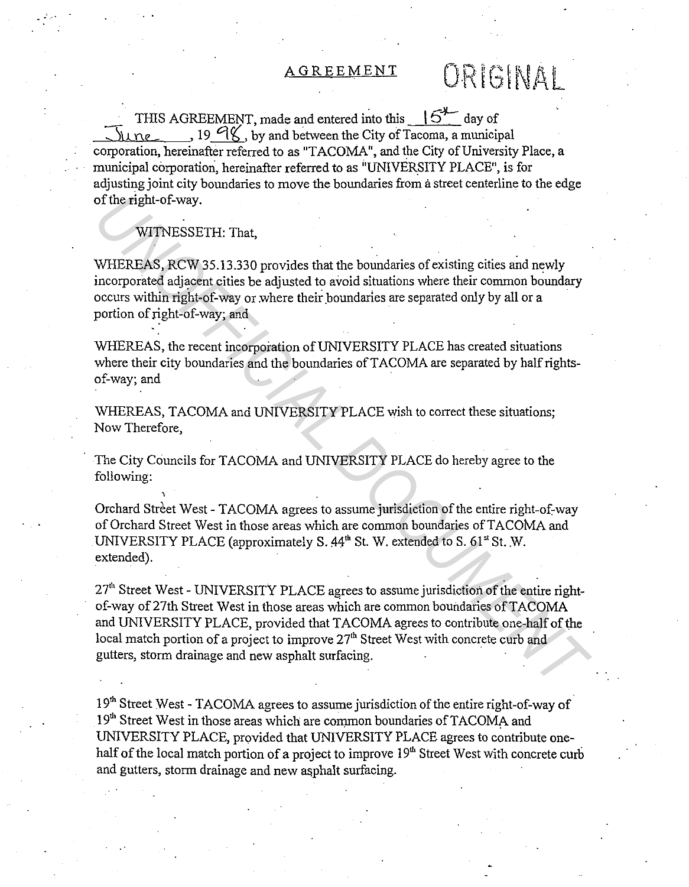# AGREEMENT

ORIGINAL

THIS AGREEMENT, made and entered into this 15th day of June, 1998, by and between the City of Tacoma, a municipal corporation, hereinafter referred to as "TACOMA", and the City of University Place, a municipal corporation, hereinafter referred to as "UNIVERSITY PLACE", is for adjusting joint city boundaries to move the boundaries from a street centerline to the edge of the right-of-way.

WITNESSETH: That,

WHEREAS, RCW 35.13.330 provides that the boundaries of existing cities and newly incorporated adjacent cities be adjusted to avoid situations where their common boundary occurs within right-of-way or where their boundaries are separated only by all or a portion of right-of-way; and

WHEREAS, the recent incorporation of UNIVERSITY PLACE has created situations where their city boundaries and the boundaries of TACOMA are separated by half rights-of-way; and

WHEREAS, TACOMA and UNIVERSITY PLACE wish to correct these situations; Now Therefore,

The City Councils for TACOMA and UNIVERSITY PLACE do hereby agree to the following:

Orchard Street West - TACOMA agrees to assume jurisdiction of the entire right-of-way of Orchard Street West in those areas which are common boundaries of TACOMA and UNIVERSITY PLACE (approximately S. 44th St. W. extended to S. 61st St. W. extended).

27th Street West - UNIVERSITY PLACE agrees to assume jurisdiction of the entire right-of-way of 27th Street West in those areas which are common boundaries of TACOMA and UNIVERSITY PLACE, provided that TACOMA agrees to contribute one-half of the local match portion of a project to improve 27th Street West with concrete curb and gutters, storm drainage and new asphalt surfacing.

19th Street West - TACOMA agrees to assume jurisdiction of the entire right-of-way of 19th Street West in those areas which are common boundaries of TACOMA and UNIVERSITY PLACE, provided that UNIVERSITY PLACE agrees to contribute one-half of the local match portion of a project to improve 19th Street West with concrete curb and gutters, storm drainage and new asphalt surfacing.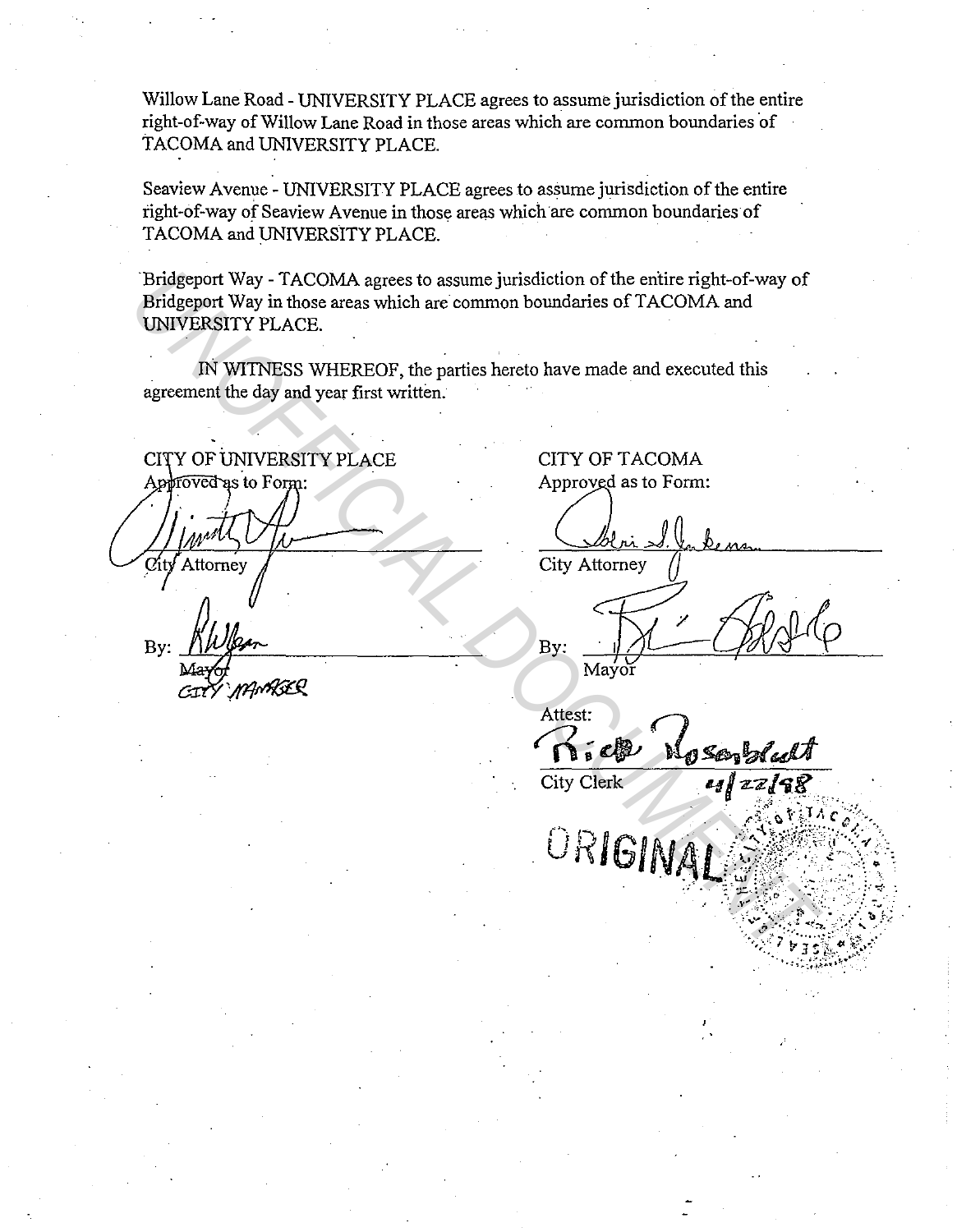Willow Lane Road - UNIVERSITY PLACE agrees to assume jurisdiction of the entire right-of-way of Willow Lane Road in those areas which are common boundaries of TACOMA and UNIVERSITY PLACE.

Seaview Avenue - UNIVERSITY PLACE agrees to assume jurisdiction of the entire right-of-way of Seaview Avenue in those areas which are common boundaries of TACOMA and UNIVERSITY PLACE.

Bridgeport Way - TACOMA agrees to assume jurisdiction of the entire right-of-way of Bridgeport Way in those areas which are common boundaries of TACOMA and UNIVERSITY PLACE.

IN WITNESS WHEREOF, the parties hereto have made and executed this agreement the day and year first written.

CITY OF UNIVERSITY PLACE
Approved as to Form:

City Attorney

By:
~~Mayor~~
CITY MANAGER

CITY OF TACOMA
Approved as to Form:

City Attorney

By:
Mayor

Attest:
Rick Rosenbladt
City Clerk 4/22/98

ORIGINAL

UNOFFICIAL DOCUMENT